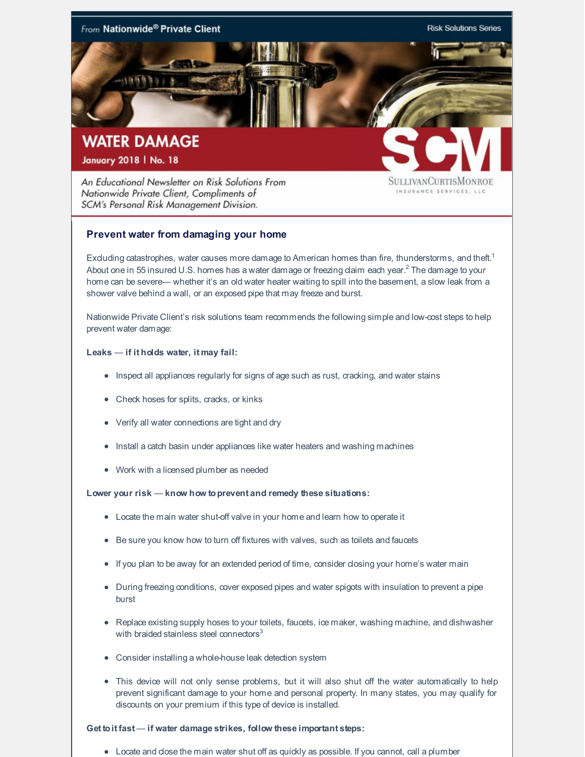From **Nationwide® Private Client**

Risk Solutions Series

# WATER DAMAGE

**January 2018 | No. 18**

*An Educational Newsletter on Risk Solutions From Nationwide Private Client, Compliments of SCM's Personal Risk Management Division.*

SCM

SULLIVANCURTISMONROE INSURANCE SERVICES, LLC

## Prevent water from damaging your home

Excluding catastrophes, water causes more damage to American homes than fire, thunderstorms, and theft.[1] About one in 55 insured U.S. homes has a water damage or freezing claim each year.[2] The damage to your home can be severe— whether it's an old water heater waiting to spill into the basement, a slow leak from a shower valve behind a wall, or an exposed pipe that may freeze and burst.

Nationwide Private Client's risk solutions team recommends the following simple and low-cost steps to help prevent water damage:

**Leaks — if it holds water, it may fail:**

- Inspect all appliances regularly for signs of age such as rust, cracking, and water stains
- Check hoses for splits, cracks, or kinks
- Verify all water connections are tight and dry
- Install a catch basin under appliances like water heaters and washing machines
- Work with a licensed plumber as needed

**Lower your risk — know how to prevent and remedy these situations:**

- Locate the main water shut-off valve in your home and learn how to operate it
- Be sure you know how to turn off fixtures with valves, such as toilets and faucets
- If you plan to be away for an extended period of time, consider closing your home's water main
- During freezing conditions, cover exposed pipes and water spigots with insulation to prevent a pipe burst
- Replace existing supply hoses to your toilets, faucets, ice maker, washing machine, and dishwasher with braided stainless steel connectors[3]
- Consider installing a whole-house leak detection system
- This device will not only sense problems, but it will also shut off the water automatically to help prevent significant damage to your home and personal property. In many states, you may qualify for discounts on your premium if this type of device is installed.

**Get to it fast — if water damage strikes, follow these important steps:**

- Locate and close the main water shut off as quickly as possible. If you cannot, call a plumber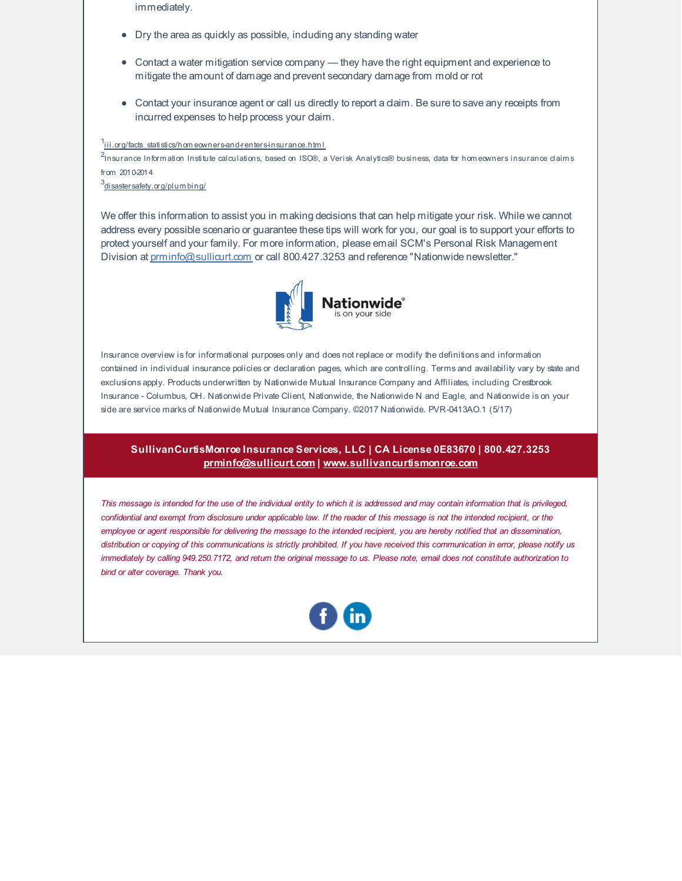immediately.

- Dry the area as quickly as possible, including any standing water
- Contact a water mitigation service company — they have the right equipment and experience to mitigate the amount of damage and prevent secondary damage from mold or rot
- Contact your insurance agent or call us directly to report a claim. Be sure to save any receipts from incurred expenses to help process your claim.

[1] iii.org/facts_statistics/homeowners-and-renters-insurance.html
[2] Insurance Information Institute calculations, based on ISO®, a Verisk Analytics® business, data for homeowners insurance claims from 2010-2014
[3] disastersafety.org/plumbing/

We offer this information to assist you in making decisions that can help mitigate your risk. While we cannot address every possible scenario or guarantee these tips will work for you, our goal is to support your efforts to protect yourself and your family. For more information, please email SCM's Personal Risk Management Division at prminfo@sullicurt.com or call 800.427.3253 and reference "Nationwide newsletter."

Nationwide® is on your side

Insurance overview is for informational purposes only and does not replace or modify the definitions and information contained in individual insurance policies or declaration pages, which are controlling. Terms and availability vary by state and exclusions apply. Products underwritten by Nationwide Mutual Insurance Company and Affiliates, including Crestbrook Insurance - Columbus, OH. Nationwide Private Client, Nationwide, the Nationwide N and Eagle, and Nationwide is on your side are service marks of Nationwide Mutual Insurance Company. ©2017 Nationwide. PVR-0413AO.1 (5/17)

**SullivanCurtisMonroe Insurance Services, LLC | CA License 0E83670 | 800.427.3253**
**prminfo@sullicurt.com | www.sullivancurtismonroe.com**

*This message is intended for the use of the individual entity to which it is addressed and may contain information that is privileged, confidential and exempt from disclosure under applicable law. If the reader of this message is not the intended recipient, or the employee or agent responsible for delivering the message to the intended recipient, you are hereby notified that an dissemination, distribution or copying of this communications is strictly prohibited. If you have received this communication in error, please notify us immediately by calling 949.250.7172, and return the original message to us. Please note, email does not constitute authorization to bind or alter coverage. Thank you.*